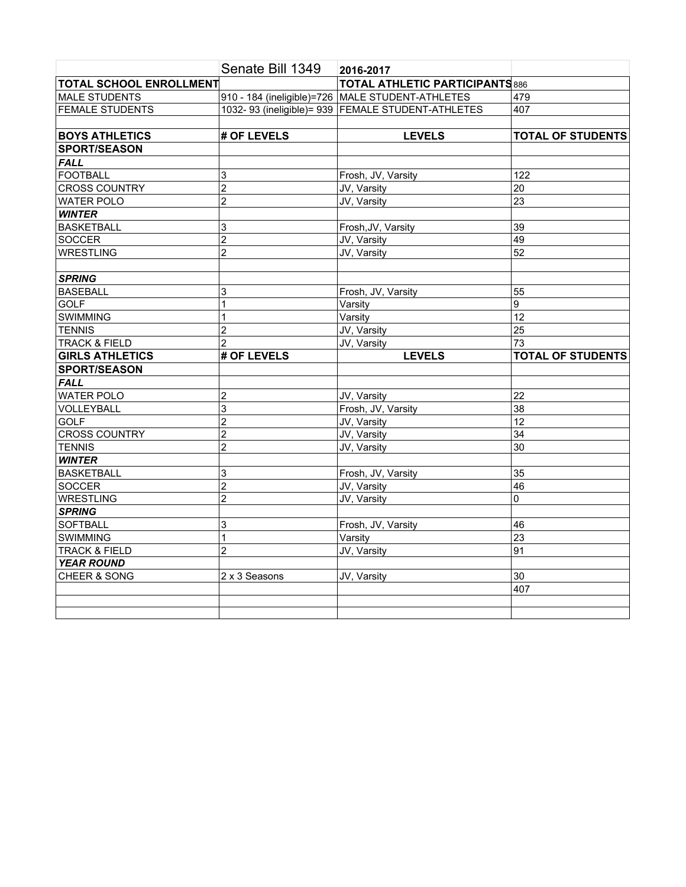| | Senate Bill 1349 | 2016-2017 | |
|---|---|---|---|
| **TOTAL SCHOOL ENROLLMENT** | | **TOTAL ATHLETIC PARTICIPANTS** | 886 |
| MALE STUDENTS | 910 - 184 (ineligible)=726 | MALE STUDENT-ATHLETES | 479 |
| FEMALE STUDENTS | 1032- 93 (ineligible)= 939 | FEMALE STUDENT-ATHLETES | 407 |
| | | | |
| **BOYS ATHLETICS** | **# OF LEVELS** | **LEVELS** | **TOTAL OF STUDENTS** |
| **SPORT/SEASON** | | | |
| ***FALL*** | | | |
| FOOTBALL | 3 | Frosh, JV, Varsity | 122 |
| CROSS COUNTRY | 2 | JV, Varsity | 20 |
| WATER POLO | 2 | JV, Varsity | 23 |
| ***WINTER*** | | | |
| BASKETBALL | 3 | Frosh,JV, Varsity | 39 |
| SOCCER | 2 | JV, Varsity | 49 |
| WRESTLING | 2 | JV, Varsity | 52 |
| | | | |
| ***SPRING*** | | | |
| BASEBALL | 3 | Frosh, JV, Varsity | 55 |
| GOLF | 1 | Varsity | 9 |
| SWIMMING | 1 | Varsity | 12 |
| TENNIS | 2 | JV, Varsity | 25 |
| TRACK & FIELD | 2 | JV, Varsity | 73 |
| **GIRLS ATHLETICS** | **# OF LEVELS** | **LEVELS** | **TOTAL OF STUDENTS** |
| **SPORT/SEASON** | | | |
| ***FALL*** | | | |
| WATER POLO | 2 | JV, Varsity | 22 |
| VOLLEYBALL | 3 | Frosh, JV, Varsity | 38 |
| GOLF | 2 | JV, Varsity | 12 |
| CROSS COUNTRY | 2 | JV, Varsity | 34 |
| TENNIS | 2 | JV, Varsity | 30 |
| ***WINTER*** | | | |
| BASKETBALL | 3 | Frosh, JV, Varsity | 35 |
| SOCCER | 2 | JV, Varsity | 46 |
| WRESTLING | 2 | JV, Varsity | 0 |
| ***SPRING*** | | | |
| SOFTBALL | 3 | Frosh, JV, Varsity | 46 |
| SWIMMING | 1 | Varsity | 23 |
| TRACK & FIELD | 2 | JV, Varsity | 91 |
| ***YEAR ROUND*** | | | |
| CHEER & SONG | 2 x 3 Seasons | JV, Varsity | 30 |
| | | | 407 |
| | | | |
| | | | |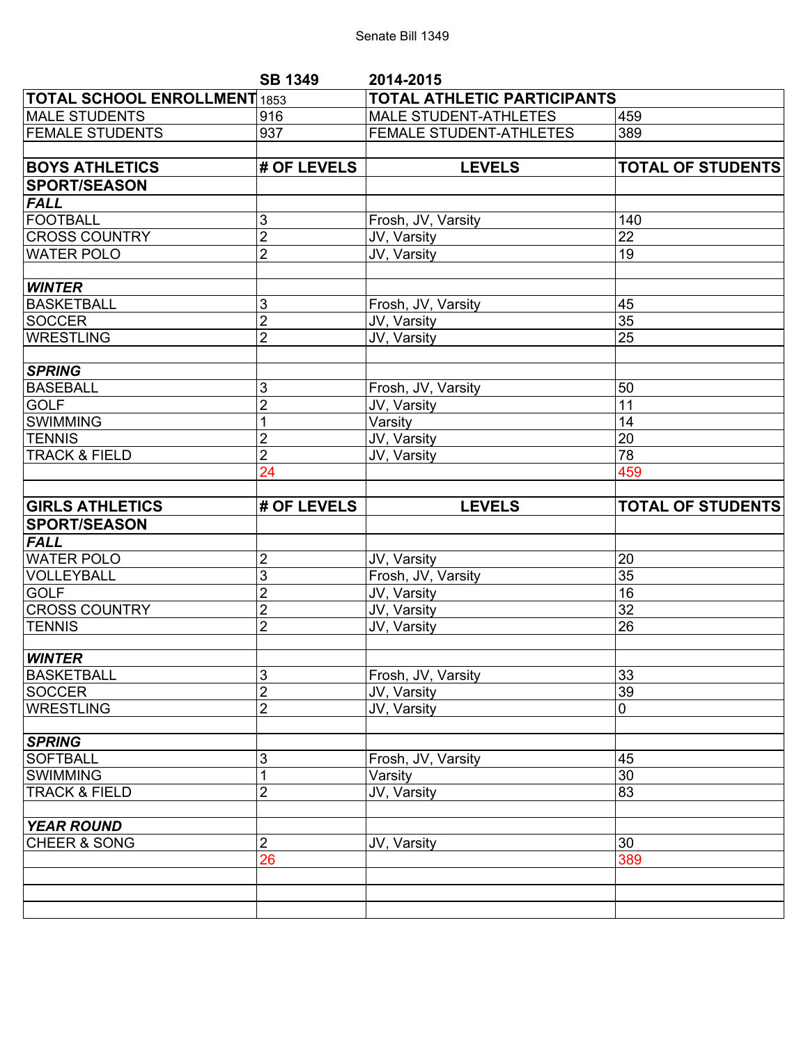Senate Bill 1349

| | SB 1349 | 2014-2015 | |
|---|---|---|---|
| **TOTAL SCHOOL ENROLLMENT** | 1853 | **TOTAL ATHLETIC PARTICIPANTS** | |
| MALE STUDENTS | 916 | MALE STUDENT-ATHLETES | 459 |
| FEMALE STUDENTS | 937 | FEMALE STUDENT-ATHLETES | 389 |
| | | | |
| **BOYS ATHLETICS** | **# OF LEVELS** | **LEVELS** | **TOTAL OF STUDENTS** |
| **SPORT/SEASON** | | | |
| ***FALL*** | | | |
| FOOTBALL | 3 | Frosh, JV, Varsity | 140 |
| CROSS COUNTRY | 2 | JV, Varsity | 22 |
| WATER POLO | 2 | JV, Varsity | 19 |
| | | | |
| ***WINTER*** | | | |
| BASKETBALL | 3 | Frosh, JV, Varsity | 45 |
| SOCCER | 2 | JV, Varsity | 35 |
| WRESTLING | 2 | JV, Varsity | 25 |
| | | | |
| ***SPRING*** | | | |
| BASEBALL | 3 | Frosh, JV, Varsity | 50 |
| GOLF | 2 | JV, Varsity | 11 |
| SWIMMING | 1 | Varsity | 14 |
| TENNIS | 2 | JV, Varsity | 20 |
| TRACK & FIELD | 2 | JV, Varsity | 78 |
| | 24 | | 459 |
| | | | |
| **GIRLS ATHLETICS** | **# OF LEVELS** | **LEVELS** | **TOTAL OF STUDENTS** |
| **SPORT/SEASON** | | | |
| ***FALL*** | | | |
| WATER POLO | 2 | JV, Varsity | 20 |
| VOLLEYBALL | 3 | Frosh, JV, Varsity | 35 |
| GOLF | 2 | JV, Varsity | 16 |
| CROSS COUNTRY | 2 | JV, Varsity | 32 |
| TENNIS | 2 | JV, Varsity | 26 |
| | | | |
| ***WINTER*** | | | |
| BASKETBALL | 3 | Frosh, JV, Varsity | 33 |
| SOCCER | 2 | JV, Varsity | 39 |
| WRESTLING | 2 | JV, Varsity | 0 |
| | | | |
| ***SPRING*** | | | |
| SOFTBALL | 3 | Frosh, JV, Varsity | 45 |
| SWIMMING | 1 | Varsity | 30 |
| TRACK & FIELD | 2 | JV, Varsity | 83 |
| | | | |
| ***YEAR ROUND*** | | | |
| CHEER & SONG | 2 | JV, Varsity | 30 |
| | 26 | | 389 |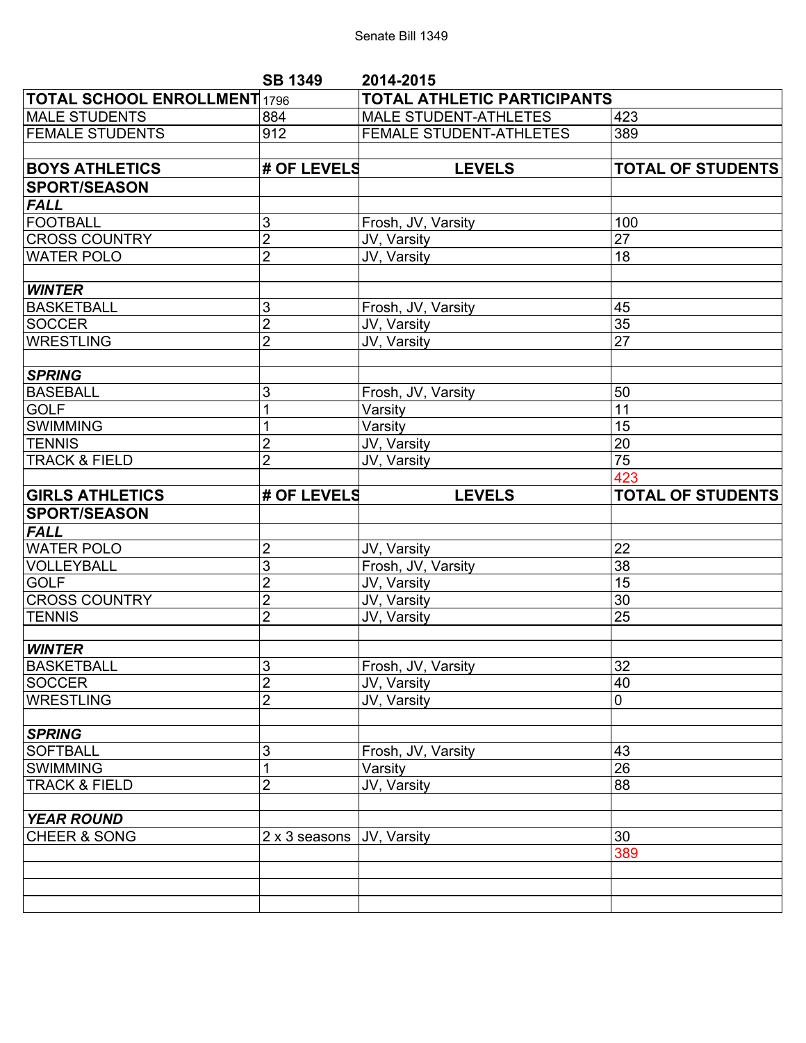Senate Bill 1349

| | SB 1349 | 2014-2015 | |
|---|---|---|---|
| **TOTAL SCHOOL ENROLLMENT** | 1796 | **TOTAL ATHLETIC PARTICIPANTS** | |
| MALE STUDENTS | 884 | MALE STUDENT-ATHLETES | 423 |
| FEMALE STUDENTS | 912 | FEMALE STUDENT-ATHLETES | 389 |
| | | | |
| **BOYS ATHLETICS** | **# OF LEVELS** | **LEVELS** | **TOTAL OF STUDENTS** |
| **SPORT/SEASON** | | | |
| ***FALL*** | | | |
| FOOTBALL | 3 | Frosh, JV, Varsity | 100 |
| CROSS COUNTRY | 2 | JV, Varsity | 27 |
| WATER POLO | 2 | JV, Varsity | 18 |
| | | | |
| ***WINTER*** | | | |
| BASKETBALL | 3 | Frosh, JV, Varsity | 45 |
| SOCCER | 2 | JV, Varsity | 35 |
| WRESTLING | 2 | JV, Varsity | 27 |
| | | | |
| ***SPRING*** | | | |
| BASEBALL | 3 | Frosh, JV, Varsity | 50 |
| GOLF | 1 | Varsity | 11 |
| SWIMMING | 1 | Varsity | 15 |
| TENNIS | 2 | JV, Varsity | 20 |
| TRACK & FIELD | 2 | JV, Varsity | 75 |
| | | | 423 |
| **GIRLS ATHLETICS** | **# OF LEVELS** | **LEVELS** | **TOTAL OF STUDENTS** |
| **SPORT/SEASON** | | | |
| ***FALL*** | | | |
| WATER POLO | 2 | JV, Varsity | 22 |
| VOLLEYBALL | 3 | Frosh, JV, Varsity | 38 |
| GOLF | 2 | JV, Varsity | 15 |
| CROSS COUNTRY | 2 | JV, Varsity | 30 |
| TENNIS | 2 | JV, Varsity | 25 |
| | | | |
| ***WINTER*** | | | |
| BASKETBALL | 3 | Frosh, JV, Varsity | 32 |
| SOCCER | 2 | JV, Varsity | 40 |
| WRESTLING | 2 | JV, Varsity | 0 |
| | | | |
| ***SPRING*** | | | |
| SOFTBALL | 3 | Frosh, JV, Varsity | 43 |
| SWIMMING | 1 | Varsity | 26 |
| TRACK & FIELD | 2 | JV, Varsity | 88 |
| | | | |
| ***YEAR ROUND*** | | | |
| CHEER & SONG | 2 x 3 seasons | JV, Varsity | 30 |
| | | | 389 |